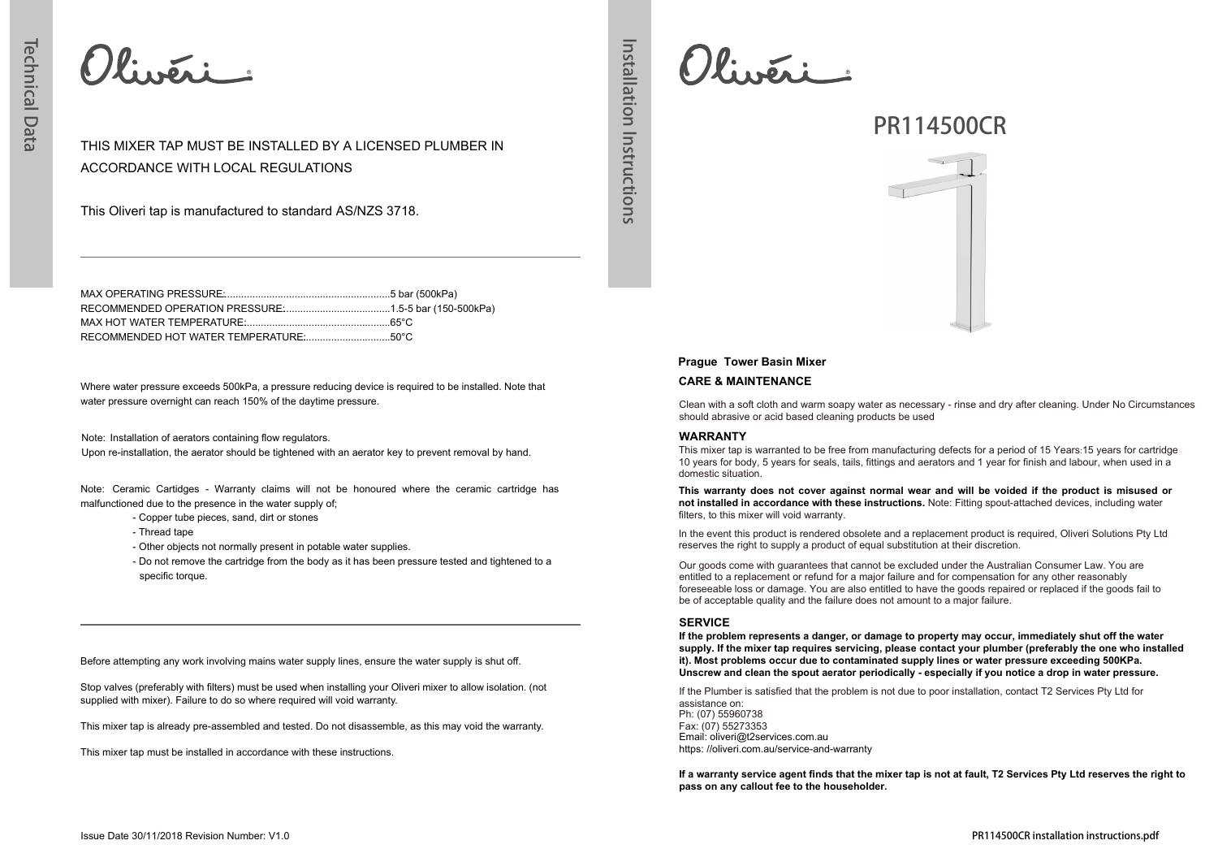# Technical Data

THIS MIXER TAP MUST BE INSTALLED BY A LICENSED PLUMBER IN ACCORDANCE WITH LOCAL REGULATIONS

This Oliveri tap is manufactured to standard AS/NZS 3718.

---

MAX OPERATING PRESSURE:..........................................................5 bar (500kPa)
RECOMMENDED OPERATION PRESSURE:....................................1.5-5 bar (150-500kPa)
MAX HOT WATER TEMPERATURE:...................................................65°C
RECOMMENDED HOT WATER TEMPERATURE:.............................50°C

Where water pressure exceeds 500kPa, a pressure reducing device is required to be installed. Note that water pressure overnight can reach 150% of the daytime pressure.

Note: Installation of aerators containing flow regulators.
Upon re-installation, the aerator should be tightened with an aerator key to prevent removal by hand.

Note: Ceramic Cartidges - Warranty claims will not be honoured where the ceramic cartridge has malfunctioned due to the presence in the water supply of;

- Copper tube pieces, sand, dirt or stones
- Thread tape
- Other objects not normally present in potable water supplies.
- Do not remove the cartridge from the body as it has been pressure tested and tightened to a specific torque.

---

Before attempting any work involving mains water supply lines, ensure the water supply is shut off.

Stop valves (preferably with filters) must be used when installing your Oliveri mixer to allow isolation. (not supplied with mixer). Failure to do so where required will void warranty.

This mixer tap is already pre-assembled and tested. Do not disassemble, as this may void the warranty.

This mixer tap must be installed in accordance with these instructions.

Issue Date 30/11/2018 Revision Number: V1.0

# Installation Instructions

## PR114500CR

**Prague Tower Basin Mixer**

### CARE & MAINTENANCE

Clean with a soft cloth and warm soapy water as necessary - rinse and dry after cleaning. Under No Circumstances should abrasive or acid based cleaning products be used

### WARRANTY

This mixer tap is warranted to be free from manufacturing defects for a period of 15 Years:15 years for cartridge 10 years for body, 5 years for seals, tails, fittings and aerators and 1 year for finish and labour, when used in a domestic situation.

**This warranty does not cover against normal wear and will be voided if the product is misused or not installed in accordance with these instructions.** Note: Fitting spout-attached devices, including water filters, to this mixer will void warranty.

In the event this product is rendered obsolete and a replacement product is required, Oliveri Solutions Pty Ltd reserves the right to supply a product of equal substitution at their discretion.

Our goods come with guarantees that cannot be excluded under the Australian Consumer Law. You are entitled to a replacement or refund for a major failure and for compensation for any other reasonably foreseeable loss or damage. You are also entitled to have the goods repaired or replaced if the goods fail to be of acceptable quality and the failure does not amount to a major failure.

### SERVICE

**If the problem represents a danger, or damage to property may occur, immediately shut off the water supply. If the mixer tap requires servicing, please contact your plumber (preferably the one who installed it). Most problems occur due to contaminated supply lines or water pressure exceeding 500KPa. Unscrew and clean the spout aerator periodically - especially if you notice a drop in water pressure.**

If the Plumber is satisfied that the problem is not due to poor installation, contact T2 Services Pty Ltd for assistance on:
Ph: (07) 55960738
Fax: (07) 55273353
Email: oliveri@t2services.com.au
https: //oliveri.com.au/service-and-warranty

**If a warranty service agent finds that the mixer tap is not at fault, T2 Services Pty Ltd reserves the right to pass on any callout fee to the householder.**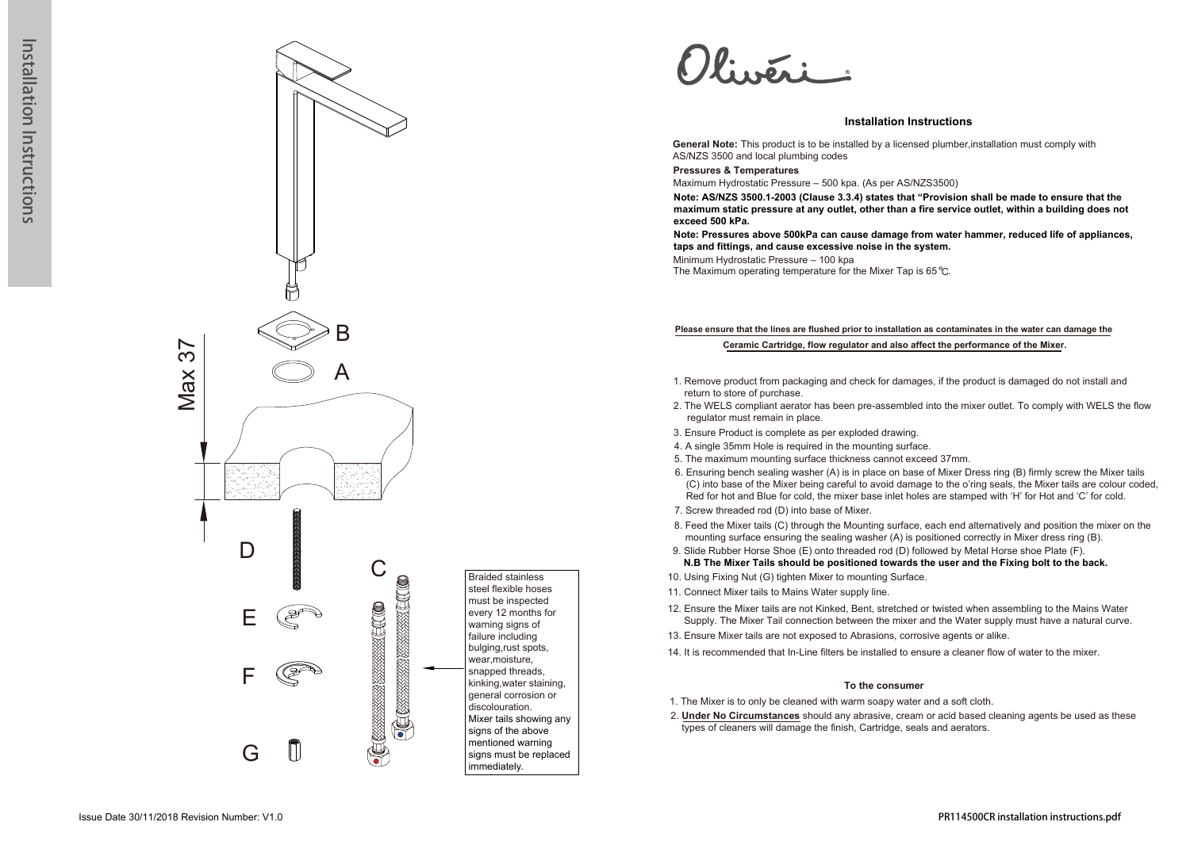Oliveri

## Installation Instructions

**General Note:** This product is to be installed by a licensed plumber,installation must comply with AS/NZS 3500 and local plumbing codes

**Pressures & Temperatures**

Maximum Hydrostatic Pressure – 500 kpa. (As per AS/NZS3500)

**Note: AS/NZS 3500.1-2003 (Clause 3.3.4) states that "Provision shall be made to ensure that the maximum static pressure at any outlet, other than a fire service outlet, within a building does not exceed 500 kPa.**

**Note: Pressures above 500kPa can cause damage from water hammer, reduced life of appliances, taps and fittings, and cause excessive noise in the system.**

Minimum Hydrostatic Pressure – 100 kpa

The Maximum operating temperature for the Mixer Tap is 65℃.

**Please ensure that the lines are flushed prior to installation as contaminates in the water can damage the Ceramic Cartridge, flow regulator and also affect the performance of the Mixer.**

1. Remove product from packaging and check for damages, if the product is damaged do not install and return to store of purchase.
2. The WELS compliant aerator has been pre-assembled into the mixer outlet. To comply with WELS the flow regulator must remain in place.
3. Ensure Product is complete as per exploded drawing.
4. A single 35mm Hole is required in the mounting surface.
5. The maximum mounting surface thickness cannot exceed 37mm.
6. Ensuring bench sealing washer (A) is in place on base of Mixer Dress ring (B) firmly screw the Mixer tails (C) into base of the Mixer being careful to avoid damage to the o'ring seals, the Mixer tails are colour coded, Red for hot and Blue for cold, the mixer base inlet holes are stamped with 'H' for Hot and 'C' for cold.
7. Screw threaded rod (D) into base of Mixer.
8. Feed the Mixer tails (C) through the Mounting surface, each end alternatively and position the mixer on the mounting surface ensuring the sealing washer (A) is positioned correctly in Mixer dress ring (B).
9. Slide Rubber Horse Shoe (E) onto threaded rod (D) followed by Metal Horse shoe Plate (F).
   **N.B The Mixer Tails should be positioned towards the user and the Fixing bolt to the back.**
10. Using Fixing Nut (G) tighten Mixer to mounting Surface.
11. Connect Mixer tails to Mains Water supply line.
12. Ensure the Mixer tails are not Kinked, Bent, stretched or twisted when assembling to the Mains Water Supply. The Mixer Tail connection between the mixer and the Water supply must have a natural curve.
13. Ensure Mixer tails are not exposed to Abrasions, corrosive agents or alike.
14. It is recommended that In-Line filters be installed to ensure a cleaner flow of water to the mixer.

### To the consumer

1. The Mixer is to only be cleaned with warm soapy water and a soft cloth.
2. **Under No Circumstances** should any abrasive, cream or acid based cleaning agents be used as these types of cleaners will damage the finish, Cartridge, seals and aerators.

Max 37

B

A

D

C

E

F

G

Braided stainless steel flexible hoses must be inspected every 12 months for warning signs of failure including bulging,rust spots, wear,moisture, snapped threads, kinking,water staining, general corrosion or discolouration. Mixer tails showing any signs of the above mentioned warning signs must be replaced immediately.

Issue Date 30/11/2018 Revision Number: V1.0